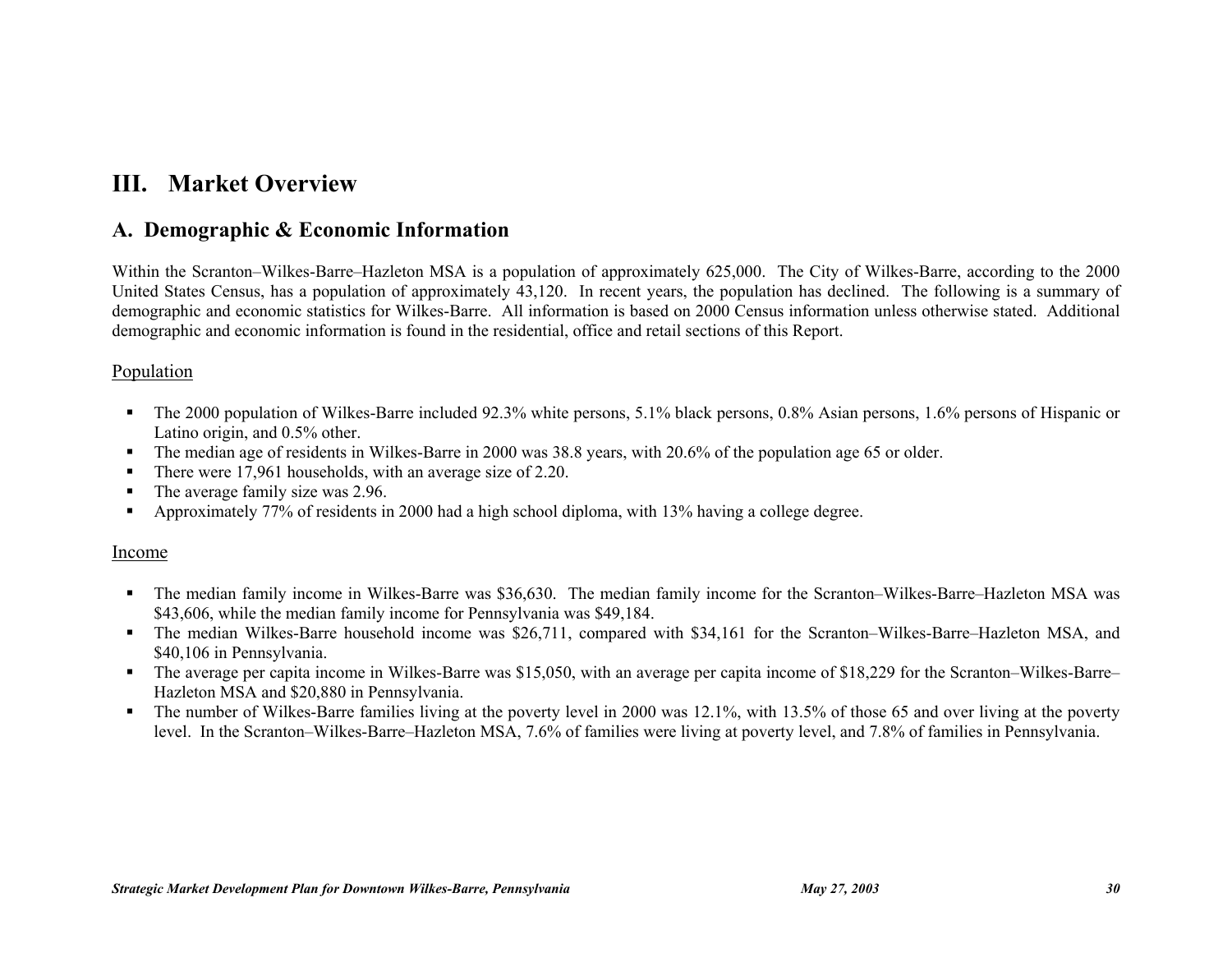# III. Market Overview

## A. Demographic & Economic Information

Within the Scranton–Wilkes-Barre–Hazleton MSA is a population of approximately 625,000. The City of Wilkes-Barre, according to the 2000 United States Census, has a population of approximately 43,120. In recent years, the population has declined. The following is a summary of demographic and economic statistics for Wilkes-Barre. All information is based on 2000 Census information unless otherwise stated. Additional demographic and economic information is found in the residential, office and retail sections of this Report.

<u>Population</u>

- The 2000 population of Wilkes-Barre included 92.3% white persons, 5.1% black persons, 0.8% Asian persons, 1.6% persons of Hispanic or Latino origin, and 0.5% other.
- The median age of residents in Wilkes-Barre in 2000 was 38.8 years, with 20.6% of the population age 65 or older.
- There were 17,961 households, with an average size of 2.20.
- The average family size was 2.96.
- Approximately 77% of residents in 2000 had a high school diploma, with 13% having a college degree.

<u>Income</u>

- The median family income in Wilkes-Barre was $36,630. The median family income for the Scranton–Wilkes-Barre–Hazleton MSA was $43,606, while the median family income for Pennsylvania was $49,184.
- The median Wilkes-Barre household income was $26,711, compared with $34,161 for the Scranton–Wilkes-Barre–Hazleton MSA, and $40,106 in Pennsylvania.
- The average per capita income in Wilkes-Barre was $15,050, with an average per capita income of $18,229 for the Scranton–Wilkes-Barre–Hazleton MSA and $20,880 in Pennsylvania.
- The number of Wilkes-Barre families living at the poverty level in 2000 was 12.1%, with 13.5% of those 65 and over living at the poverty level. In the Scranton–Wilkes-Barre–Hazleton MSA, 7.6% of families were living at poverty level, and 7.8% of families in Pennsylvania.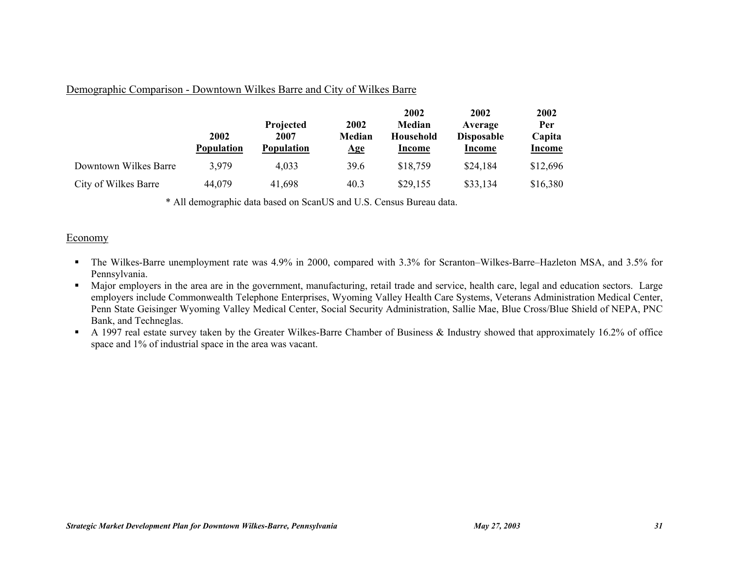## Demographic Comparison - Downtown Wilkes Barre and City of Wilkes Barre

| | 2002 Population | Projected 2007 Population | 2002 Median Age | 2002 Median Household Income | 2002 Average Disposable Income | 2002 Per Capita Income |
|---|---|---|---|---|---|---|
| Downtown Wilkes Barre | 3,979 | 4,033 | 39.6 | $18,759 | $24,184 | $12,696 |
| City of Wilkes Barre | 44,079 | 41,698 | 40.3 | $29,155 | $33,134 | $16,380 |

* All demographic data based on ScanUS and U.S. Census Bureau data.

## Economy

- The Wilkes-Barre unemployment rate was 4.9% in 2000, compared with 3.3% for Scranton–Wilkes-Barre–Hazleton MSA, and 3.5% for Pennsylvania.
- Major employers in the area are in the government, manufacturing, retail trade and service, health care, legal and education sectors. Large employers include Commonwealth Telephone Enterprises, Wyoming Valley Health Care Systems, Veterans Administration Medical Center, Penn State Geisinger Wyoming Valley Medical Center, Social Security Administration, Sallie Mae, Blue Cross/Blue Shield of NEPA, PNC Bank, and Techneglas.
- A 1997 real estate survey taken by the Greater Wilkes-Barre Chamber of Business & Industry showed that approximately 16.2% of office space and 1% of industrial space in the area was vacant.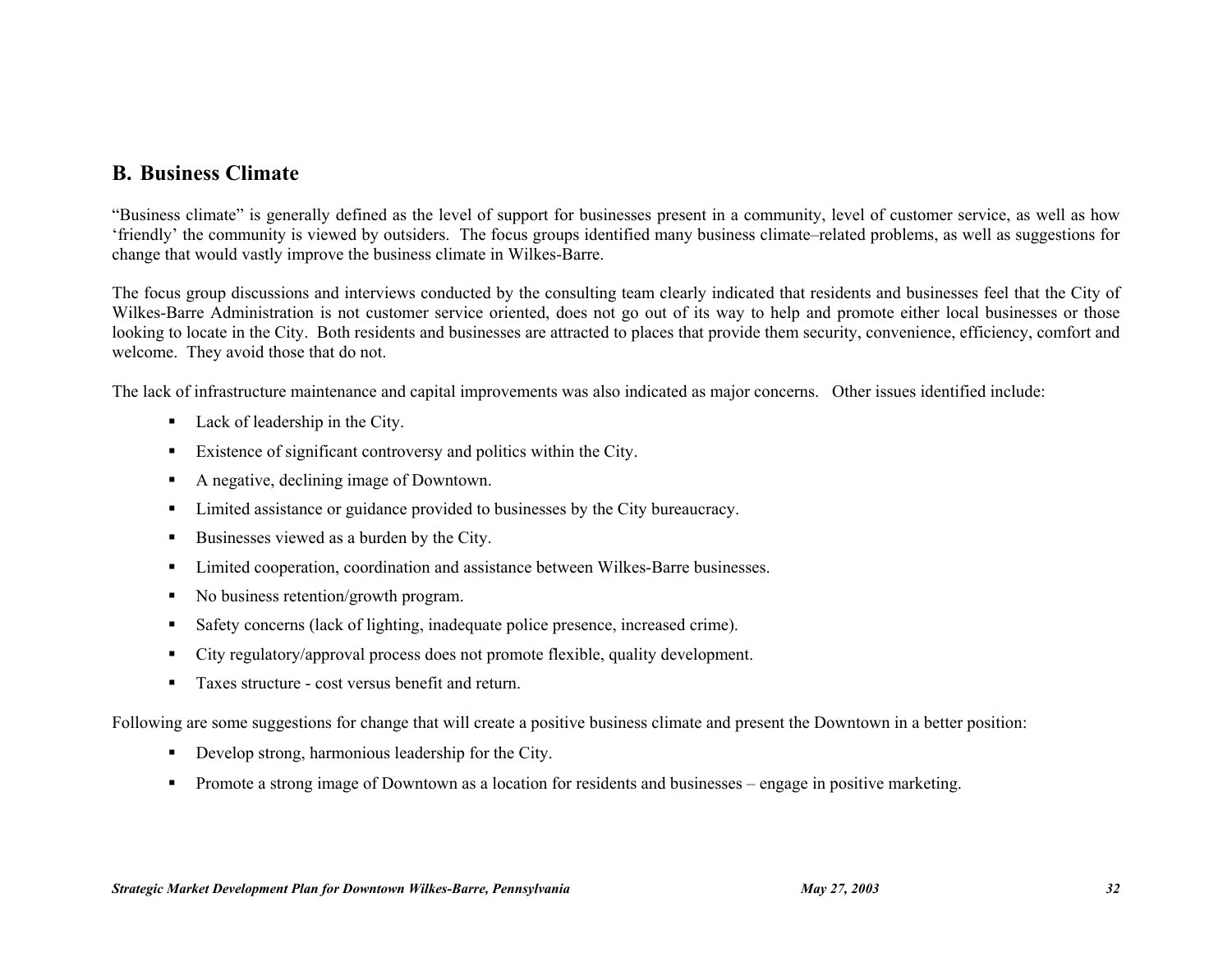## B. Business Climate

"Business climate" is generally defined as the level of support for businesses present in a community, level of customer service, as well as how 'friendly' the community is viewed by outsiders. The focus groups identified many business climate–related problems, as well as suggestions for change that would vastly improve the business climate in Wilkes-Barre.

The focus group discussions and interviews conducted by the consulting team clearly indicated that residents and businesses feel that the City of Wilkes-Barre Administration is not customer service oriented, does not go out of its way to help and promote either local businesses or those looking to locate in the City. Both residents and businesses are attracted to places that provide them security, convenience, efficiency, comfort and welcome. They avoid those that do not.

The lack of infrastructure maintenance and capital improvements was also indicated as major concerns. Other issues identified include:

- Lack of leadership in the City.
- Existence of significant controversy and politics within the City.
- A negative, declining image of Downtown.
- Limited assistance or guidance provided to businesses by the City bureaucracy.
- Businesses viewed as a burden by the City.
- Limited cooperation, coordination and assistance between Wilkes-Barre businesses.
- No business retention/growth program.
- Safety concerns (lack of lighting, inadequate police presence, increased crime).
- City regulatory/approval process does not promote flexible, quality development.
- Taxes structure - cost versus benefit and return.

Following are some suggestions for change that will create a positive business climate and present the Downtown in a better position:

- Develop strong, harmonious leadership for the City.
- Promote a strong image of Downtown as a location for residents and businesses – engage in positive marketing.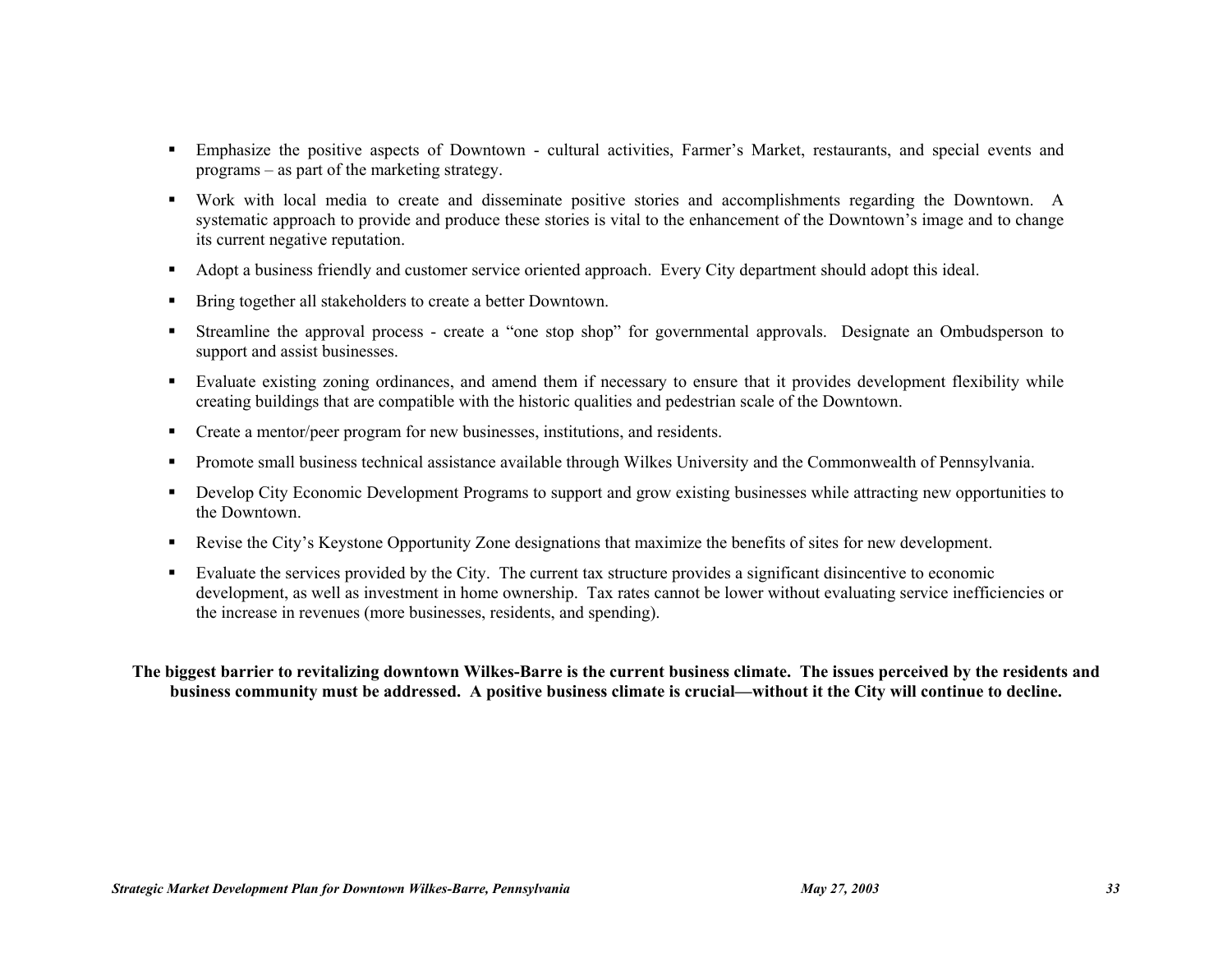- Emphasize the positive aspects of Downtown - cultural activities, Farmer's Market, restaurants, and special events and programs – as part of the marketing strategy.
- Work with local media to create and disseminate positive stories and accomplishments regarding the Downtown. A systematic approach to provide and produce these stories is vital to the enhancement of the Downtown's image and to change its current negative reputation.
- Adopt a business friendly and customer service oriented approach. Every City department should adopt this ideal.
- Bring together all stakeholders to create a better Downtown.
- Streamline the approval process - create a "one stop shop" for governmental approvals. Designate an Ombudsperson to support and assist businesses.
- Evaluate existing zoning ordinances, and amend them if necessary to ensure that it provides development flexibility while creating buildings that are compatible with the historic qualities and pedestrian scale of the Downtown.
- Create a mentor/peer program for new businesses, institutions, and residents.
- Promote small business technical assistance available through Wilkes University and the Commonwealth of Pennsylvania.
- Develop City Economic Development Programs to support and grow existing businesses while attracting new opportunities to the Downtown.
- Revise the City's Keystone Opportunity Zone designations that maximize the benefits of sites for new development.
- Evaluate the services provided by the City. The current tax structure provides a significant disincentive to economic development, as well as investment in home ownership. Tax rates cannot be lower without evaluating service inefficiencies or the increase in revenues (more businesses, residents, and spending).

**The biggest barrier to revitalizing downtown Wilkes-Barre is the current business climate. The issues perceived by the residents and business community must be addressed. A positive business climate is crucial—without it the City will continue to decline.**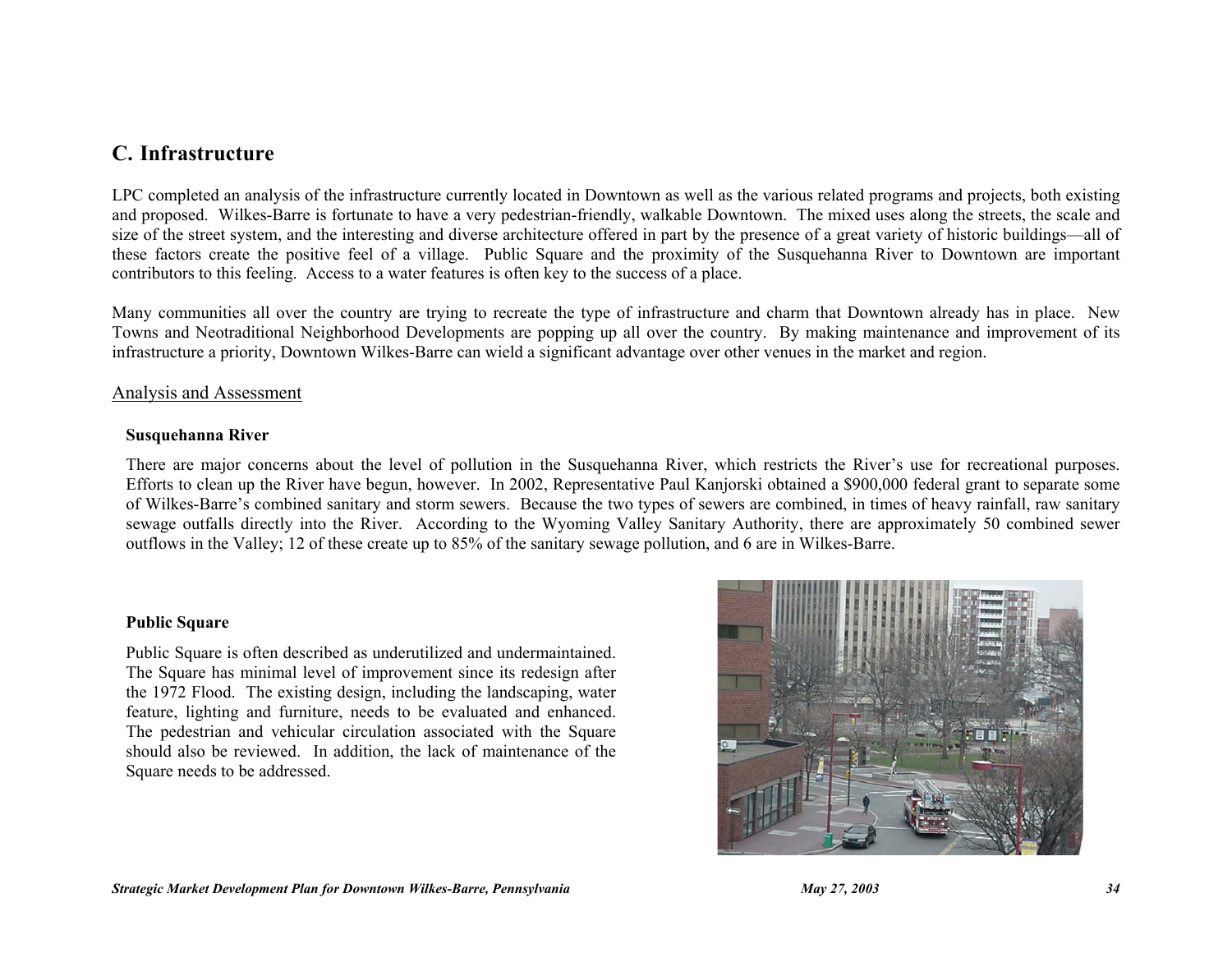## C. Infrastructure

LPC completed an analysis of the infrastructure currently located in Downtown as well as the various related programs and projects, both existing and proposed. Wilkes-Barre is fortunate to have a very pedestrian-friendly, walkable Downtown. The mixed uses along the streets, the scale and size of the street system, and the interesting and diverse architecture offered in part by the presence of a great variety of historic buildings—all of these factors create the positive feel of a village. Public Square and the proximity of the Susquehanna River to Downtown are important contributors to this feeling. Access to a water features is often key to the success of a place.

Many communities all over the country are trying to recreate the type of infrastructure and charm that Downtown already has in place. New Towns and Neotraditional Neighborhood Developments are popping up all over the country. By making maintenance and improvement of its infrastructure a priority, Downtown Wilkes-Barre can wield a significant advantage over other venues in the market and region.

### Analysis and Assessment

**Susquehanna River**

There are major concerns about the level of pollution in the Susquehanna River, which restricts the River's use for recreational purposes. Efforts to clean up the River have begun, however. In 2002, Representative Paul Kanjorski obtained a $900,000 federal grant to separate some of Wilkes-Barre's combined sanitary and storm sewers. Because the two types of sewers are combined, in times of heavy rainfall, raw sanitary sewage outfalls directly into the River. According to the Wyoming Valley Sanitary Authority, there are approximately 50 combined sewer outflows in the Valley; 12 of these create up to 85% of the sanitary sewage pollution, and 6 are in Wilkes-Barre.

**Public Square**

Public Square is often described as underutilized and undermaintained. The Square has minimal level of improvement since its redesign after the 1972 Flood. The existing design, including the landscaping, water feature, lighting and furniture, needs to be evaluated and enhanced. The pedestrian and vehicular circulation associated with the Square should also be reviewed. In addition, the lack of maintenance of the Square needs to be addressed.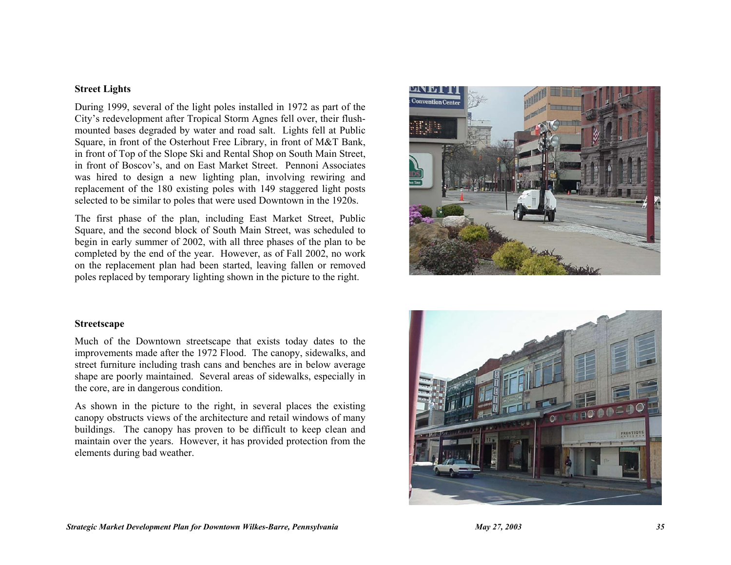### Street Lights

During 1999, several of the light poles installed in 1972 as part of the City's redevelopment after Tropical Storm Agnes fell over, their flush-mounted bases degraded by water and road salt. Lights fell at Public Square, in front of the Osterhout Free Library, in front of M&T Bank, in front of Top of the Slope Ski and Rental Shop on South Main Street, in front of Boscov's, and on East Market Street. Pennoni Associates was hired to design a new lighting plan, involving rewiring and replacement of the 180 existing poles with 149 staggered light posts selected to be similar to poles that were used Downtown in the 1920s.

The first phase of the plan, including East Market Street, Public Square, and the second block of South Main Street, was scheduled to begin in early summer of 2002, with all three phases of the plan to be completed by the end of the year. However, as of Fall 2002, no work on the replacement plan had been started, leaving fallen or removed poles replaced by temporary lighting shown in the picture to the right.

### Streetscape

Much of the Downtown streetscape that exists today dates to the improvements made after the 1972 Flood. The canopy, sidewalks, and street furniture including trash cans and benches are in below average shape are poorly maintained. Several areas of sidewalks, especially in the core, are in dangerous condition.

As shown in the picture to the right, in several places the existing canopy obstructs views of the architecture and retail windows of many buildings. The canopy has proven to be difficult to keep clean and maintain over the years. However, it has provided protection from the elements during bad weather.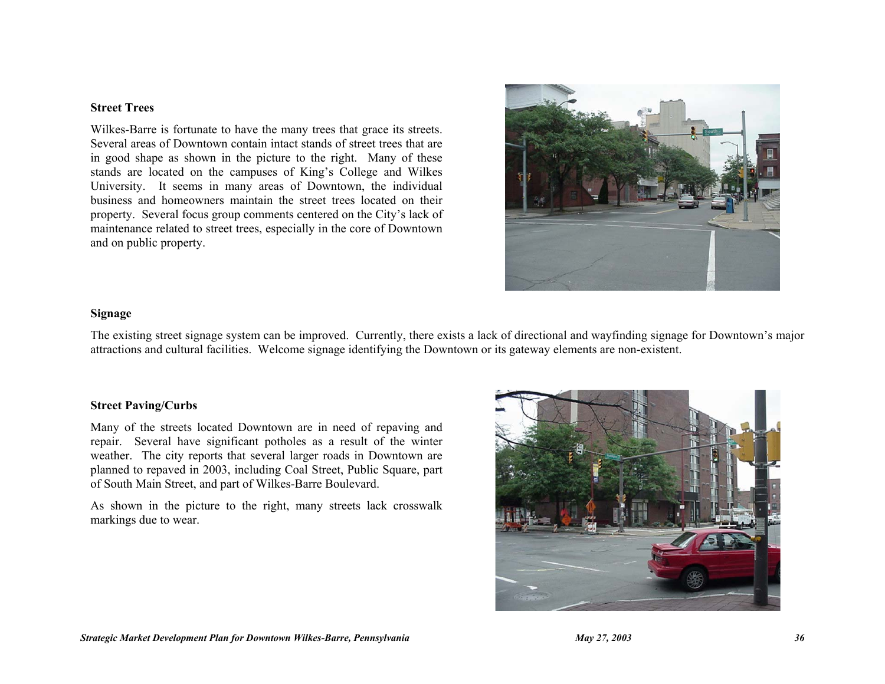### Street Trees

Wilkes-Barre is fortunate to have the many trees that grace its streets. Several areas of Downtown contain intact stands of street trees that are in good shape as shown in the picture to the right. Many of these stands are located on the campuses of King's College and Wilkes University. It seems in many areas of Downtown, the individual business and homeowners maintain the street trees located on their property. Several focus group comments centered on the City's lack of maintenance related to street trees, especially in the core of Downtown and on public property.

### Signage

The existing street signage system can be improved. Currently, there exists a lack of directional and wayfinding signage for Downtown's major attractions and cultural facilities. Welcome signage identifying the Downtown or its gateway elements are non-existent.

### Street Paving/Curbs

Many of the streets located Downtown are in need of repaving and repair. Several have significant potholes as a result of the winter weather. The city reports that several larger roads in Downtown are planned to repaved in 2003, including Coal Street, Public Square, part of South Main Street, and part of Wilkes-Barre Boulevard.

As shown in the picture to the right, many streets lack crosswalk markings due to wear.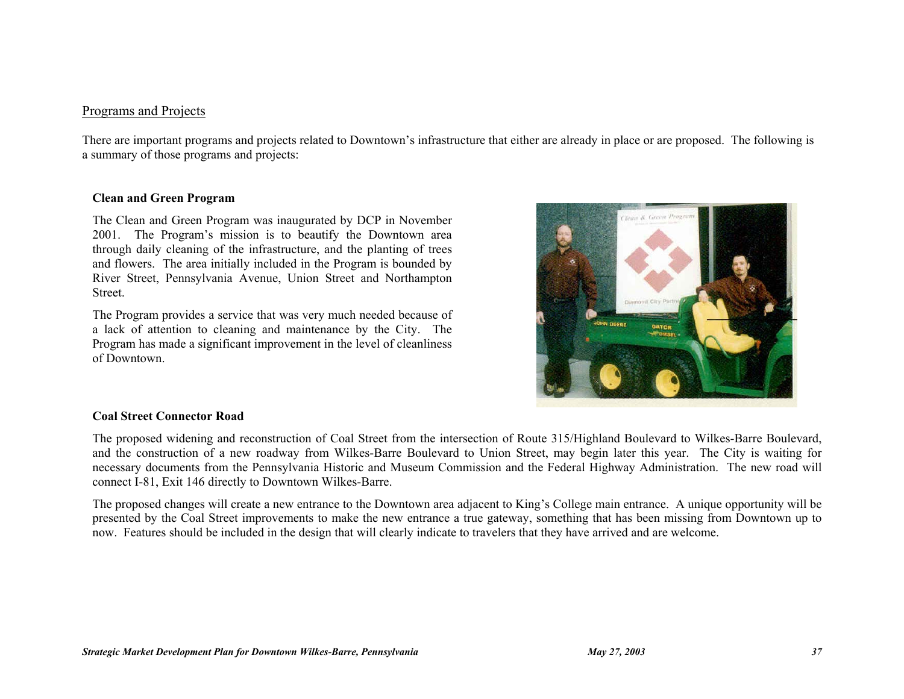## Programs and Projects

There are important programs and projects related to Downtown's infrastructure that either are already in place or are proposed. The following is a summary of those programs and projects:

### Clean and Green Program

The Clean and Green Program was inaugurated by DCP in November 2001. The Program's mission is to beautify the Downtown area through daily cleaning of the infrastructure, and the planting of trees and flowers. The area initially included in the Program is bounded by River Street, Pennsylvania Avenue, Union Street and Northampton Street.

The Program provides a service that was very much needed because of a lack of attention to cleaning and maintenance by the City. The Program has made a significant improvement in the level of cleanliness of Downtown.

### Coal Street Connector Road

The proposed widening and reconstruction of Coal Street from the intersection of Route 315/Highland Boulevard to Wilkes-Barre Boulevard, and the construction of a new roadway from Wilkes-Barre Boulevard to Union Street, may begin later this year. The City is waiting for necessary documents from the Pennsylvania Historic and Museum Commission and the Federal Highway Administration. The new road will connect I-81, Exit 146 directly to Downtown Wilkes-Barre.

The proposed changes will create a new entrance to the Downtown area adjacent to King's College main entrance. A unique opportunity will be presented by the Coal Street improvements to make the new entrance a true gateway, something that has been missing from Downtown up to now. Features should be included in the design that will clearly indicate to travelers that they have arrived and are welcome.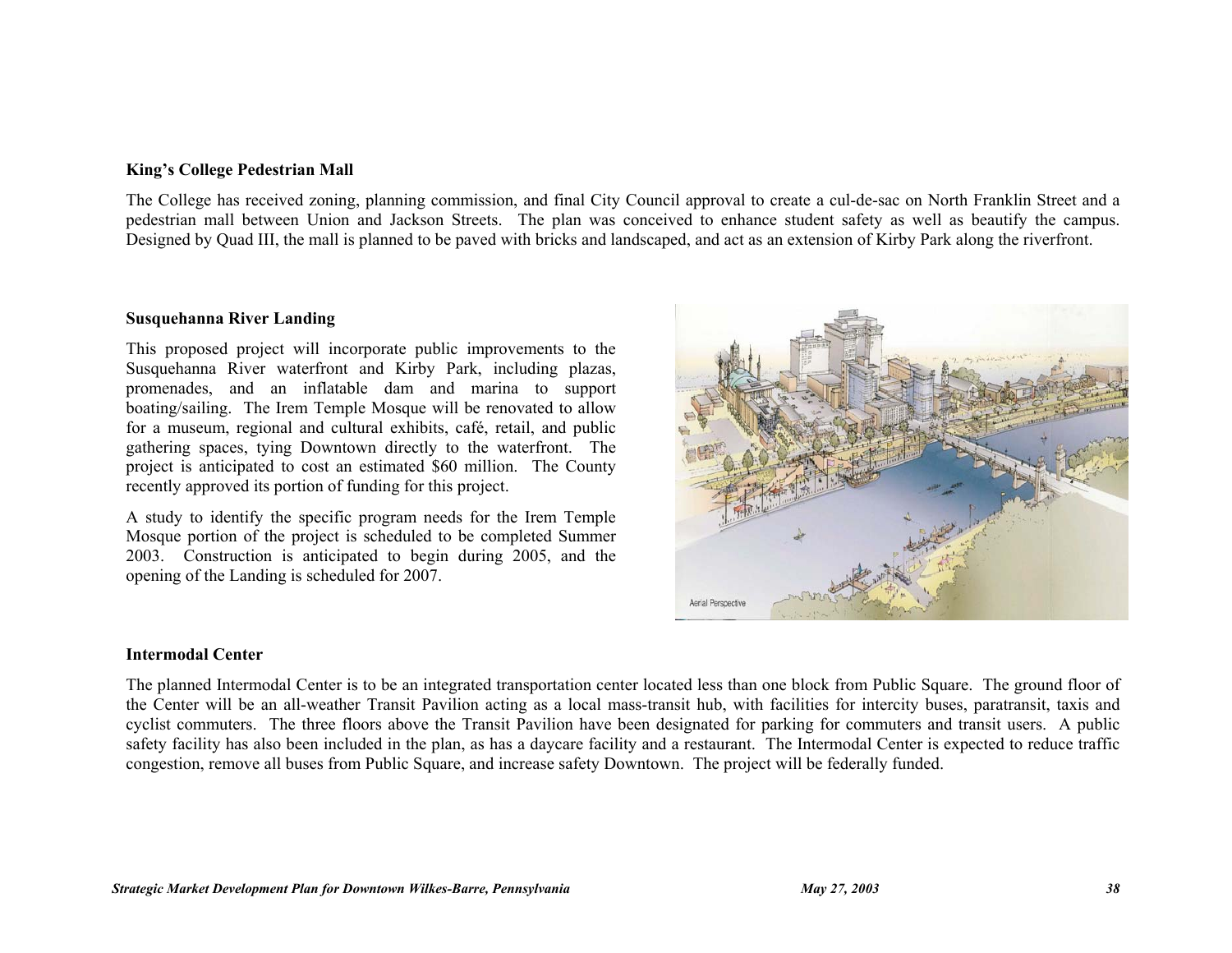**King's College Pedestrian Mall**

The College has received zoning, planning commission, and final City Council approval to create a cul-de-sac on North Franklin Street and a pedestrian mall between Union and Jackson Streets. The plan was conceived to enhance student safety as well as beautify the campus. Designed by Quad III, the mall is planned to be paved with bricks and landscaped, and act as an extension of Kirby Park along the riverfront.

**Susquehanna River Landing**

This proposed project will incorporate public improvements to the Susquehanna River waterfront and Kirby Park, including plazas, promenades, and an inflatable dam and marina to support boating/sailing. The Irem Temple Mosque will be renovated to allow for a museum, regional and cultural exhibits, café, retail, and public gathering spaces, tying Downtown directly to the waterfront. The project is anticipated to cost an estimated $60 million. The County recently approved its portion of funding for this project.

A study to identify the specific program needs for the Irem Temple Mosque portion of the project is scheduled to be completed Summer 2003. Construction is anticipated to begin during 2005, and the opening of the Landing is scheduled for 2007.

Aerial Perspective

**Intermodal Center**

The planned Intermodal Center is to be an integrated transportation center located less than one block from Public Square. The ground floor of the Center will be an all-weather Transit Pavilion acting as a local mass-transit hub, with facilities for intercity buses, paratransit, taxis and cyclist commuters. The three floors above the Transit Pavilion have been designated for parking for commuters and transit users. A public safety facility has also been included in the plan, as has a daycare facility and a restaurant. The Intermodal Center is expected to reduce traffic congestion, remove all buses from Public Square, and increase safety Downtown. The project will be federally funded.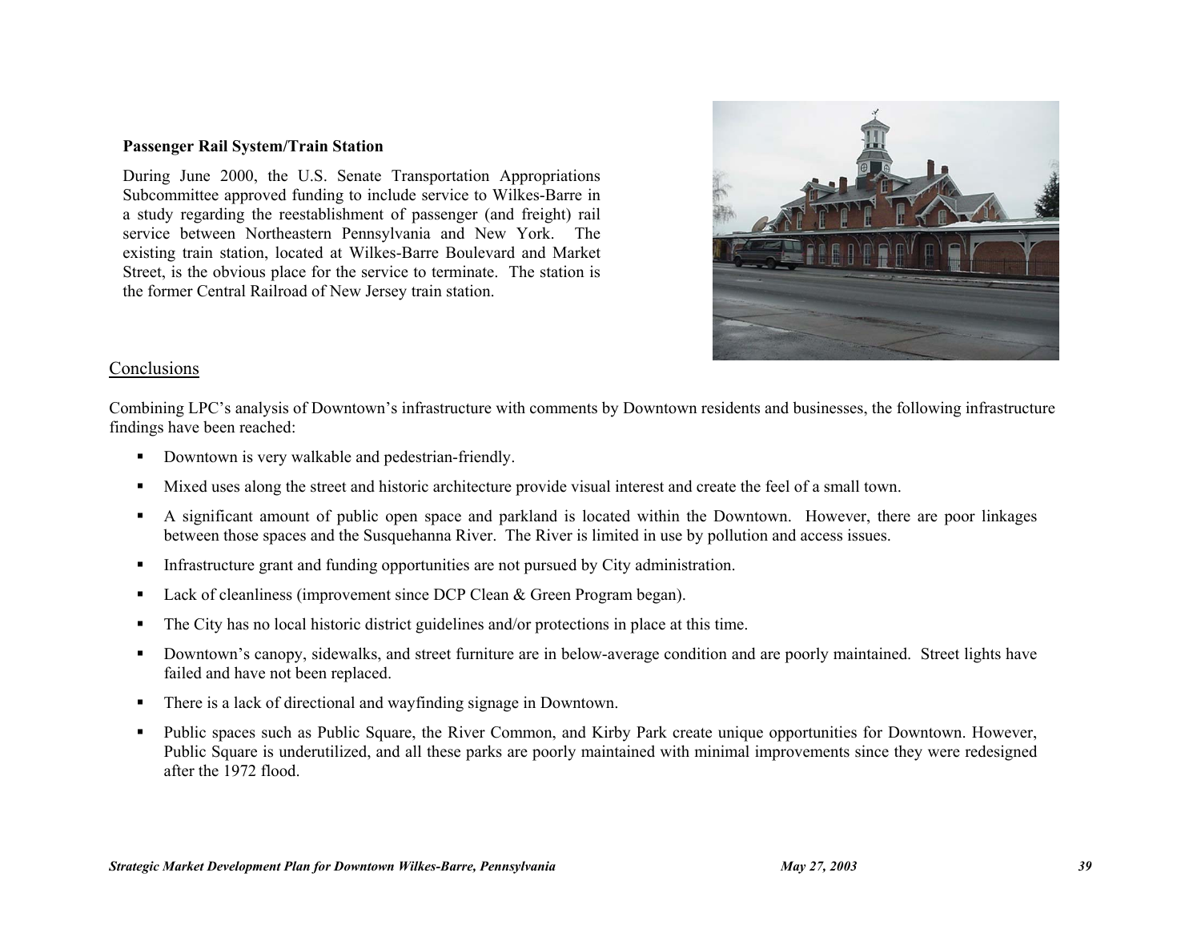**Passenger Rail System/Train Station**

During June 2000, the U.S. Senate Transportation Appropriations Subcommittee approved funding to include service to Wilkes-Barre in a study regarding the reestablishment of passenger (and freight) rail service between Northeastern Pennsylvania and New York. The existing train station, located at Wilkes-Barre Boulevard and Market Street, is the obvious place for the service to terminate. The station is the former Central Railroad of New Jersey train station.

## Conclusions

Combining LPC's analysis of Downtown's infrastructure with comments by Downtown residents and businesses, the following infrastructure findings have been reached:

- Downtown is very walkable and pedestrian-friendly.
- Mixed uses along the street and historic architecture provide visual interest and create the feel of a small town.
- A significant amount of public open space and parkland is located within the Downtown. However, there are poor linkages between those spaces and the Susquehanna River. The River is limited in use by pollution and access issues.
- Infrastructure grant and funding opportunities are not pursued by City administration.
- Lack of cleanliness (improvement since DCP Clean & Green Program began).
- The City has no local historic district guidelines and/or protections in place at this time.
- Downtown's canopy, sidewalks, and street furniture are in below-average condition and are poorly maintained. Street lights have failed and have not been replaced.
- There is a lack of directional and wayfinding signage in Downtown.
- Public spaces such as Public Square, the River Common, and Kirby Park create unique opportunities for Downtown. However, Public Square is underutilized, and all these parks are poorly maintained with minimal improvements since they were redesigned after the 1972 flood.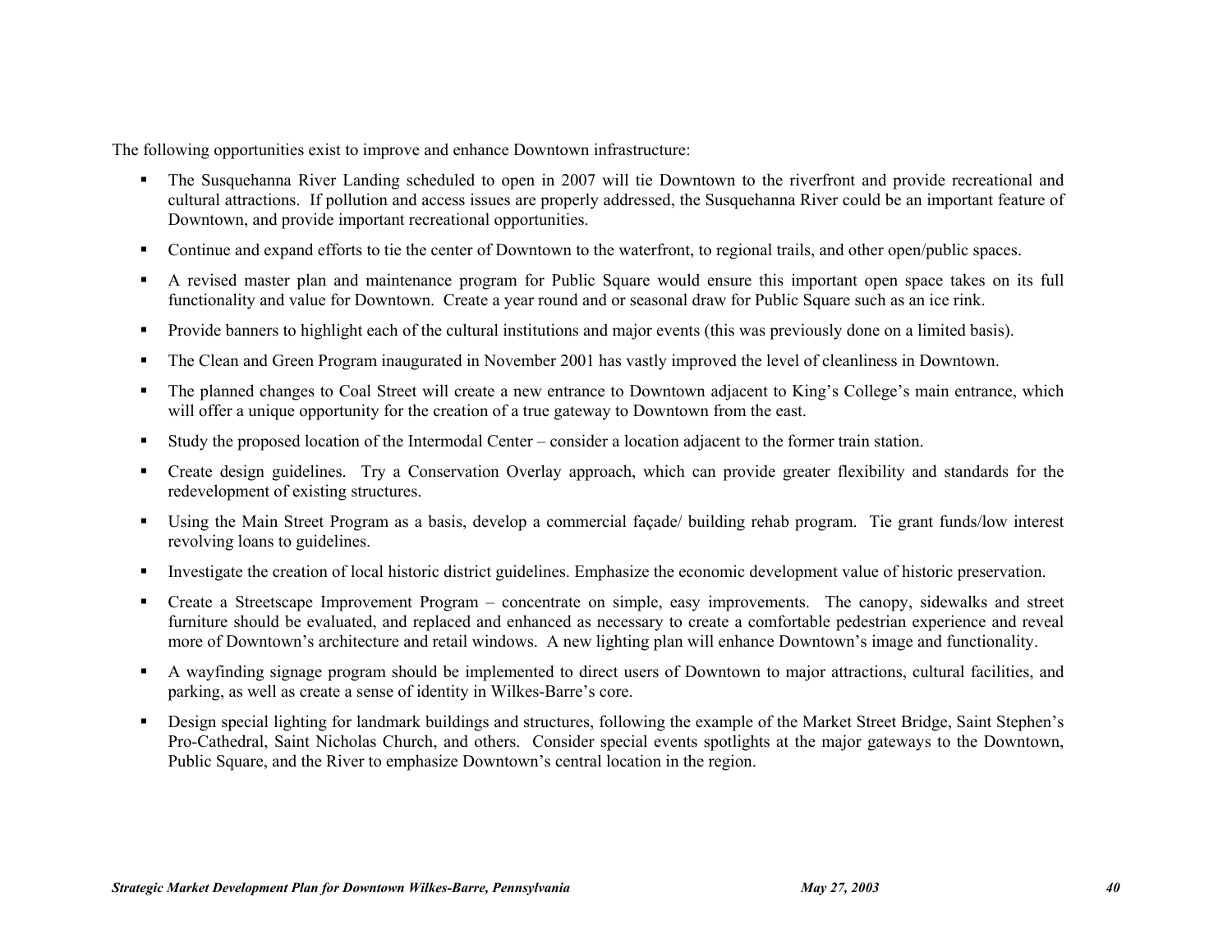The following opportunities exist to improve and enhance Downtown infrastructure:

- The Susquehanna River Landing scheduled to open in 2007 will tie Downtown to the riverfront and provide recreational and cultural attractions. If pollution and access issues are properly addressed, the Susquehanna River could be an important feature of Downtown, and provide important recreational opportunities.
- Continue and expand efforts to tie the center of Downtown to the waterfront, to regional trails, and other open/public spaces.
- A revised master plan and maintenance program for Public Square would ensure this important open space takes on its full functionality and value for Downtown. Create a year round and or seasonal draw for Public Square such as an ice rink.
- Provide banners to highlight each of the cultural institutions and major events (this was previously done on a limited basis).
- The Clean and Green Program inaugurated in November 2001 has vastly improved the level of cleanliness in Downtown.
- The planned changes to Coal Street will create a new entrance to Downtown adjacent to King's College's main entrance, which will offer a unique opportunity for the creation of a true gateway to Downtown from the east.
- Study the proposed location of the Intermodal Center – consider a location adjacent to the former train station.
- Create design guidelines. Try a Conservation Overlay approach, which can provide greater flexibility and standards for the redevelopment of existing structures.
- Using the Main Street Program as a basis, develop a commercial façade/ building rehab program. Tie grant funds/low interest revolving loans to guidelines.
- Investigate the creation of local historic district guidelines. Emphasize the economic development value of historic preservation.
- Create a Streetscape Improvement Program – concentrate on simple, easy improvements. The canopy, sidewalks and street furniture should be evaluated, and replaced and enhanced as necessary to create a comfortable pedestrian experience and reveal more of Downtown's architecture and retail windows. A new lighting plan will enhance Downtown's image and functionality.
- A wayfinding signage program should be implemented to direct users of Downtown to major attractions, cultural facilities, and parking, as well as create a sense of identity in Wilkes-Barre's core.
- Design special lighting for landmark buildings and structures, following the example of the Market Street Bridge, Saint Stephen's Pro-Cathedral, Saint Nicholas Church, and others. Consider special events spotlights at the major gateways to the Downtown, Public Square, and the River to emphasize Downtown's central location in the region.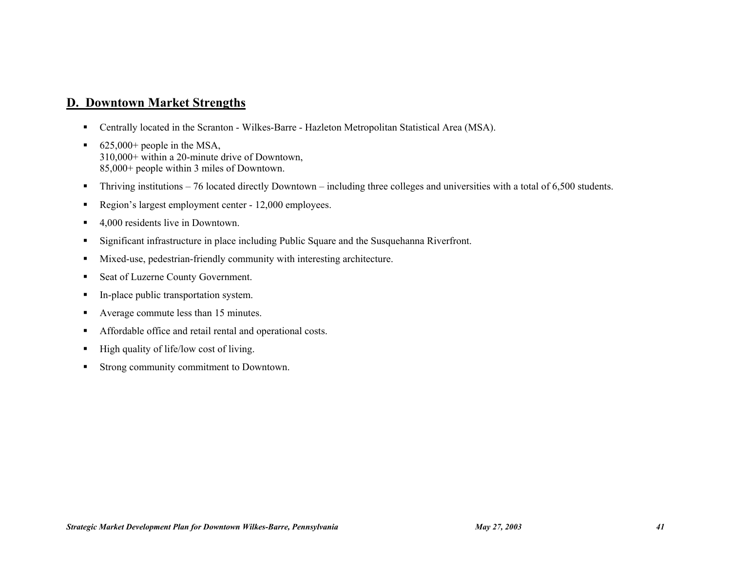## D. Downtown Market Strengths

- Centrally located in the Scranton - Wilkes-Barre - Hazleton Metropolitan Statistical Area (MSA).
- 625,000+ people in the MSA,
  310,000+ within a 20-minute drive of Downtown,
  85,000+ people within 3 miles of Downtown.
- Thriving institutions – 76 located directly Downtown – including three colleges and universities with a total of 6,500 students.
- Region's largest employment center - 12,000 employees.
- 4,000 residents live in Downtown.
- Significant infrastructure in place including Public Square and the Susquehanna Riverfront.
- Mixed-use, pedestrian-friendly community with interesting architecture.
- Seat of Luzerne County Government.
- In-place public transportation system.
- Average commute less than 15 minutes.
- Affordable office and retail rental and operational costs.
- High quality of life/low cost of living.
- Strong community commitment to Downtown.